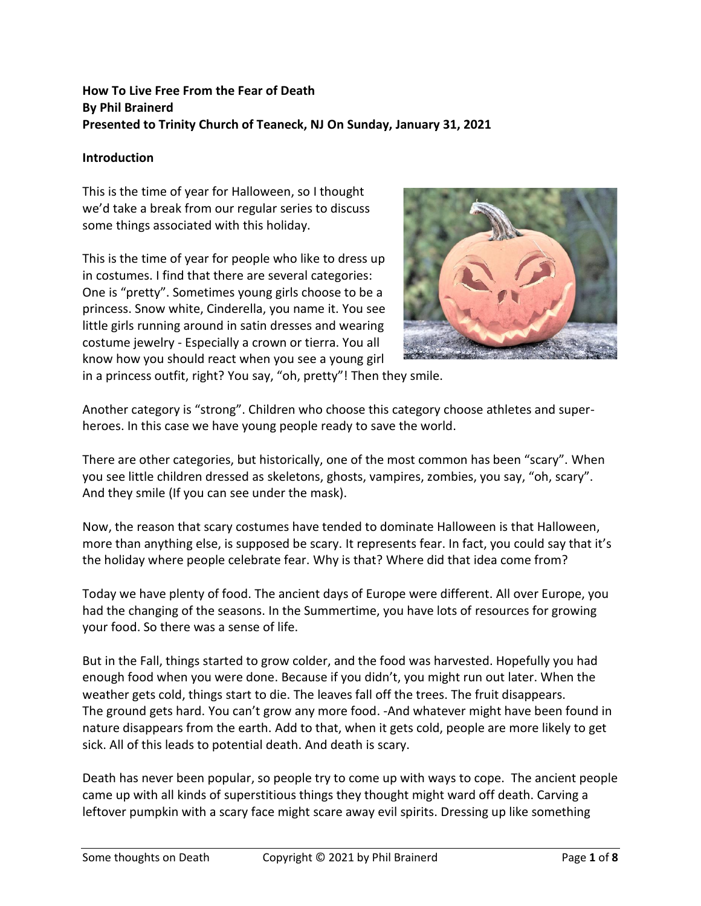**How To Live Free From the Fear of Death**
**By Phil Brainerd**
**Presented to Trinity Church of Teaneck, NJ On Sunday, January 31, 2021**

**Introduction**

This is the time of year for Halloween, so I thought we'd take a break from our regular series to discuss some things associated with this holiday.

This is the time of year for people who like to dress up in costumes. I find that there are several categories: One is "pretty". Sometimes young girls choose to be a princess. Snow white, Cinderella, you name it. You see little girls running around in satin dresses and wearing costume jewelry - Especially a crown or tierra. You all know how you should react when you see a young girl in a princess outfit, right? You say, "oh, pretty"! Then they smile.

Another category is "strong". Children who choose this category choose athletes and super-heroes. In this case we have young people ready to save the world.

There are other categories, but historically, one of the most common has been "scary". When you see little children dressed as skeletons, ghosts, vampires, zombies, you say, "oh, scary". And they smile (If you can see under the mask).

Now, the reason that scary costumes have tended to dominate Halloween is that Halloween, more than anything else, is supposed be scary. It represents fear. In fact, you could say that it's the holiday where people celebrate fear. Why is that? Where did that idea come from?

Today we have plenty of food. The ancient days of Europe were different. All over Europe, you had the changing of the seasons. In the Summertime, you have lots of resources for growing your food. So there was a sense of life.

But in the Fall, things started to grow colder, and the food was harvested. Hopefully you had enough food when you were done. Because if you didn't, you might run out later. When the weather gets cold, things start to die. The leaves fall off the trees. The fruit disappears. The ground gets hard. You can't grow any more food. -And whatever might have been found in nature disappears from the earth. Add to that, when it gets cold, people are more likely to get sick. All of this leads to potential death. And death is scary.

Death has never been popular, so people try to come up with ways to cope. The ancient people came up with all kinds of superstitious things they thought might ward off death. Carving a leftover pumpkin with a scary face might scare away evil spirits. Dressing up like something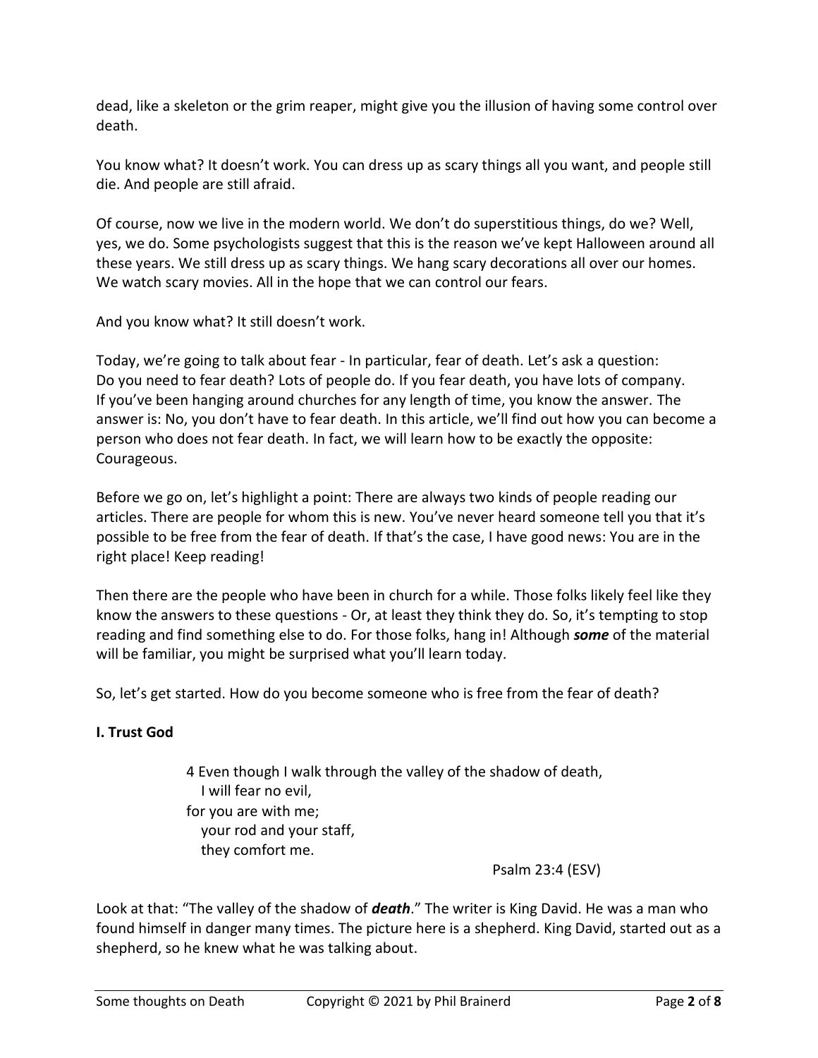dead, like a skeleton or the grim reaper, might give you the illusion of having some control over death.

You know what? It doesn't work. You can dress up as scary things all you want, and people still die. And people are still afraid.

Of course, now we live in the modern world. We don't do superstitious things, do we? Well, yes, we do. Some psychologists suggest that this is the reason we've kept Halloween around all these years. We still dress up as scary things. We hang scary decorations all over our homes. We watch scary movies. All in the hope that we can control our fears.

And you know what? It still doesn't work.

Today, we're going to talk about fear - In particular, fear of death. Let's ask a question: Do you need to fear death? Lots of people do. If you fear death, you have lots of company. If you've been hanging around churches for any length of time, you know the answer. The answer is: No, you don't have to fear death. In this article, we'll find out how you can become a person who does not fear death. In fact, we will learn how to be exactly the opposite: Courageous.

Before we go on, let's highlight a point: There are always two kinds of people reading our articles. There are people for whom this is new. You've never heard someone tell you that it's possible to be free from the fear of death. If that's the case, I have good news: You are in the right place! Keep reading!

Then there are the people who have been in church for a while. Those folks likely feel like they know the answers to these questions - Or, at least they think they do. So, it's tempting to stop reading and find something else to do. For those folks, hang in! Although ***some*** of the material will be familiar, you might be surprised what you'll learn today.

So, let's get started. How do you become someone who is free from the fear of death?

**I. Trust God**

> 4 Even though I walk through the valley of the shadow of death,
> I will fear no evil,
> for you are with me;
> your rod and your staff,
> they comfort me.
>
> Psalm 23:4 (ESV)

Look at that: "The valley of the shadow of ***death***." The writer is King David. He was a man who found himself in danger many times. The picture here is a shepherd. King David, started out as a shepherd, so he knew what he was talking about.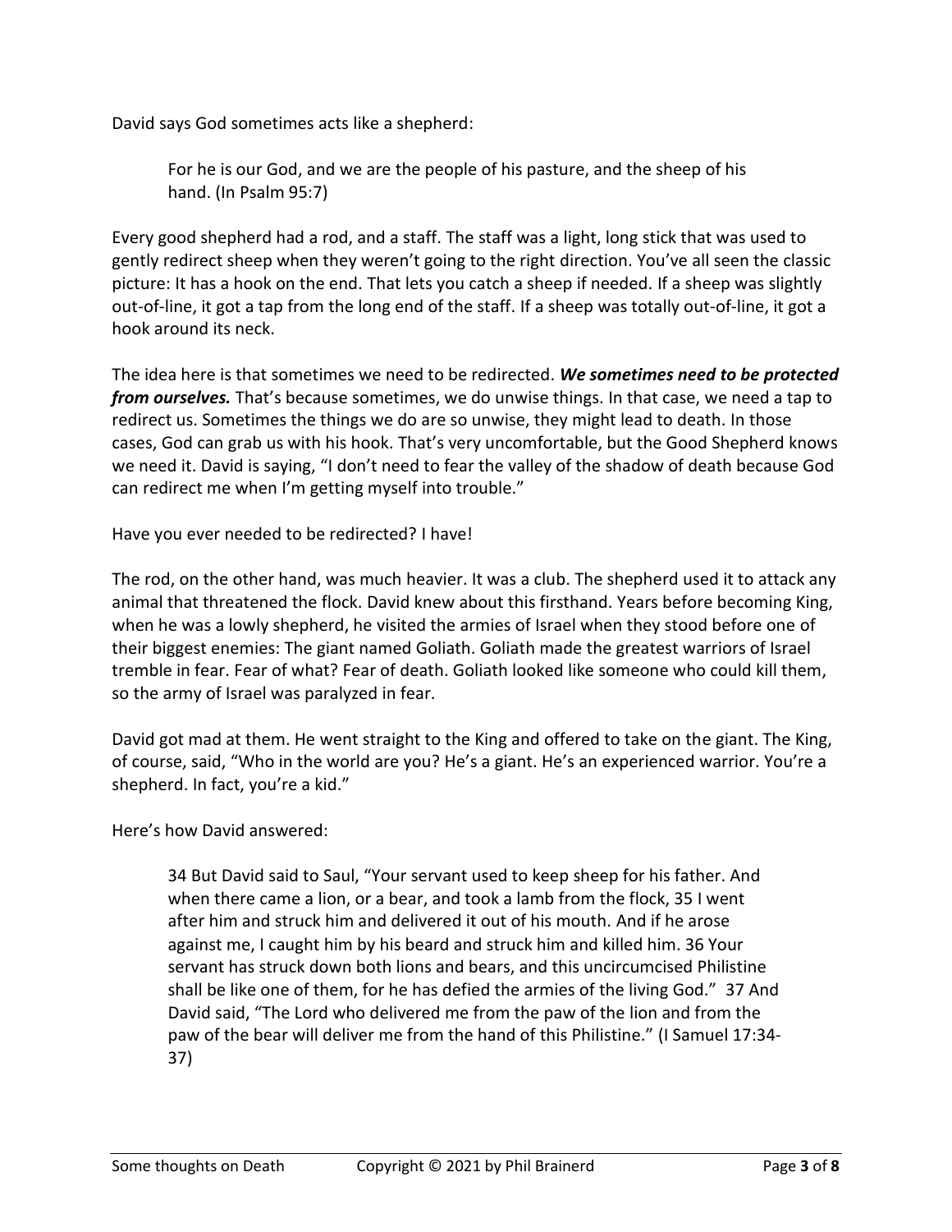David says God sometimes acts like a shepherd:

> For he is our God, and we are the people of his pasture, and the sheep of his hand. (In Psalm 95:7)

Every good shepherd had a rod, and a staff. The staff was a light, long stick that was used to gently redirect sheep when they weren't going to the right direction. You've all seen the classic picture: It has a hook on the end. That lets you catch a sheep if needed. If a sheep was slightly out-of-line, it got a tap from the long end of the staff. If a sheep was totally out-of-line, it got a hook around its neck.

The idea here is that sometimes we need to be redirected. ***We sometimes need to be protected from ourselves.*** That's because sometimes, we do unwise things. In that case, we need a tap to redirect us. Sometimes the things we do are so unwise, they might lead to death. In those cases, God can grab us with his hook. That's very uncomfortable, but the Good Shepherd knows we need it. David is saying, "I don't need to fear the valley of the shadow of death because God can redirect me when I'm getting myself into trouble."

Have you ever needed to be redirected? I have!

The rod, on the other hand, was much heavier. It was a club. The shepherd used it to attack any animal that threatened the flock. David knew about this firsthand. Years before becoming King, when he was a lowly shepherd, he visited the armies of Israel when they stood before one of their biggest enemies: The giant named Goliath. Goliath made the greatest warriors of Israel tremble in fear. Fear of what? Fear of death. Goliath looked like someone who could kill them, so the army of Israel was paralyzed in fear.

David got mad at them. He went straight to the King and offered to take on the giant. The King, of course, said, "Who in the world are you? He's a giant. He's an experienced warrior. You're a shepherd. In fact, you're a kid."

Here's how David answered:

> 34 But David said to Saul, "Your servant used to keep sheep for his father. And when there came a lion, or a bear, and took a lamb from the flock, 35 I went after him and struck him and delivered it out of his mouth. And if he arose against me, I caught him by his beard and struck him and killed him. 36 Your servant has struck down both lions and bears, and this uncircumcised Philistine shall be like one of them, for he has defied the armies of the living God." 37 And David said, "The Lord who delivered me from the paw of the lion and from the paw of the bear will deliver me from the hand of this Philistine." (I Samuel 17:34-37)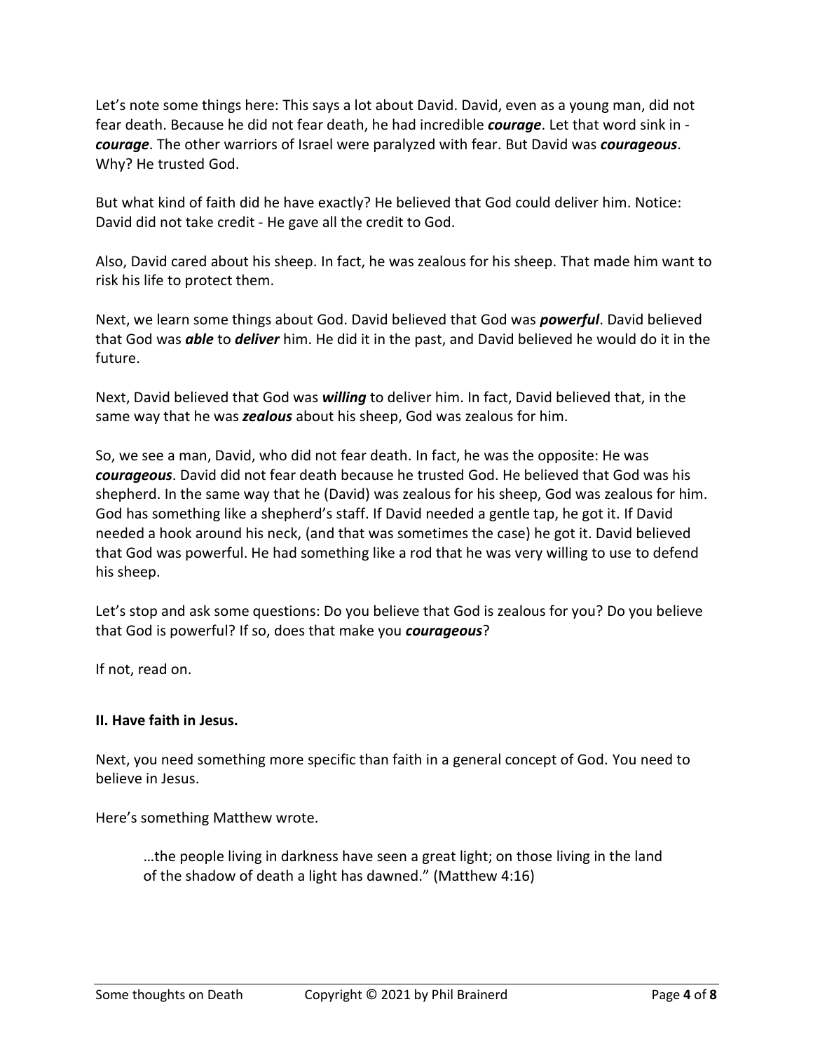Let's note some things here: This says a lot about David. David, even as a young man, did not fear death. Because he did not fear death, he had incredible ***courage***. Let that word sink in - ***courage***. The other warriors of Israel were paralyzed with fear. But David was ***courageous***. Why? He trusted God.

But what kind of faith did he have exactly? He believed that God could deliver him. Notice: David did not take credit - He gave all the credit to God.

Also, David cared about his sheep. In fact, he was zealous for his sheep. That made him want to risk his life to protect them.

Next, we learn some things about God. David believed that God was ***powerful***. David believed that God was ***able*** to ***deliver*** him. He did it in the past, and David believed he would do it in the future.

Next, David believed that God was ***willing*** to deliver him. In fact, David believed that, in the same way that he was ***zealous*** about his sheep, God was zealous for him.

So, we see a man, David, who did not fear death. In fact, he was the opposite: He was ***courageous***. David did not fear death because he trusted God. He believed that God was his shepherd. In the same way that he (David) was zealous for his sheep, God was zealous for him. God has something like a shepherd's staff. If David needed a gentle tap, he got it. If David needed a hook around his neck, (and that was sometimes the case) he got it. David believed that God was powerful. He had something like a rod that he was very willing to use to defend his sheep.

Let's stop and ask some questions: Do you believe that God is zealous for you? Do you believe that God is powerful? If so, does that make you ***courageous***?

If not, read on.

**II. Have faith in Jesus.**

Next, you need something more specific than faith in a general concept of God. You need to believe in Jesus.

Here's something Matthew wrote.

> …the people living in darkness have seen a great light; on those living in the land of the shadow of death a light has dawned." (Matthew 4:16)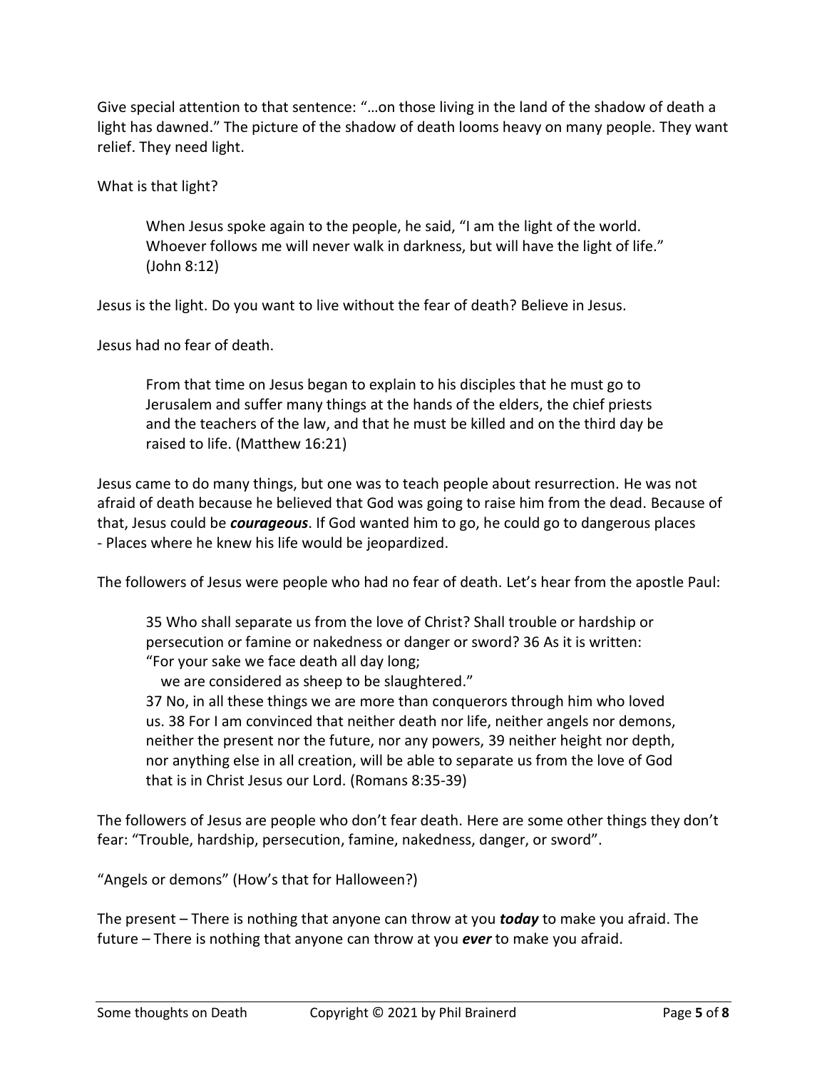Give special attention to that sentence: "…on those living in the land of the shadow of death a light has dawned." The picture of the shadow of death looms heavy on many people. They want relief. They need light.

What is that light?

> When Jesus spoke again to the people, he said, "I am the light of the world. Whoever follows me will never walk in darkness, but will have the light of life." (John 8:12)

Jesus is the light. Do you want to live without the fear of death? Believe in Jesus.

Jesus had no fear of death.

> From that time on Jesus began to explain to his disciples that he must go to Jerusalem and suffer many things at the hands of the elders, the chief priests and the teachers of the law, and that he must be killed and on the third day be raised to life. (Matthew 16:21)

Jesus came to do many things, but one was to teach people about resurrection. He was not afraid of death because he believed that God was going to raise him from the dead. Because of that, Jesus could be ***courageous***. If God wanted him to go, he could go to dangerous places - Places where he knew his life would be jeopardized.

The followers of Jesus were people who had no fear of death. Let's hear from the apostle Paul:

> 35 Who shall separate us from the love of Christ? Shall trouble or hardship or persecution or famine or nakedness or danger or sword? 36 As it is written:
> "For your sake we face death all day long;
> we are considered as sheep to be slaughtered."
> 37 No, in all these things we are more than conquerors through him who loved us. 38 For I am convinced that neither death nor life, neither angels nor demons, neither the present nor the future, nor any powers, 39 neither height nor depth, nor anything else in all creation, will be able to separate us from the love of God that is in Christ Jesus our Lord. (Romans 8:35-39)

The followers of Jesus are people who don't fear death. Here are some other things they don't fear: "Trouble, hardship, persecution, famine, nakedness, danger, or sword".

"Angels or demons" (How's that for Halloween?)

The present – There is nothing that anyone can throw at you ***today*** to make you afraid. The future – There is nothing that anyone can throw at you ***ever*** to make you afraid.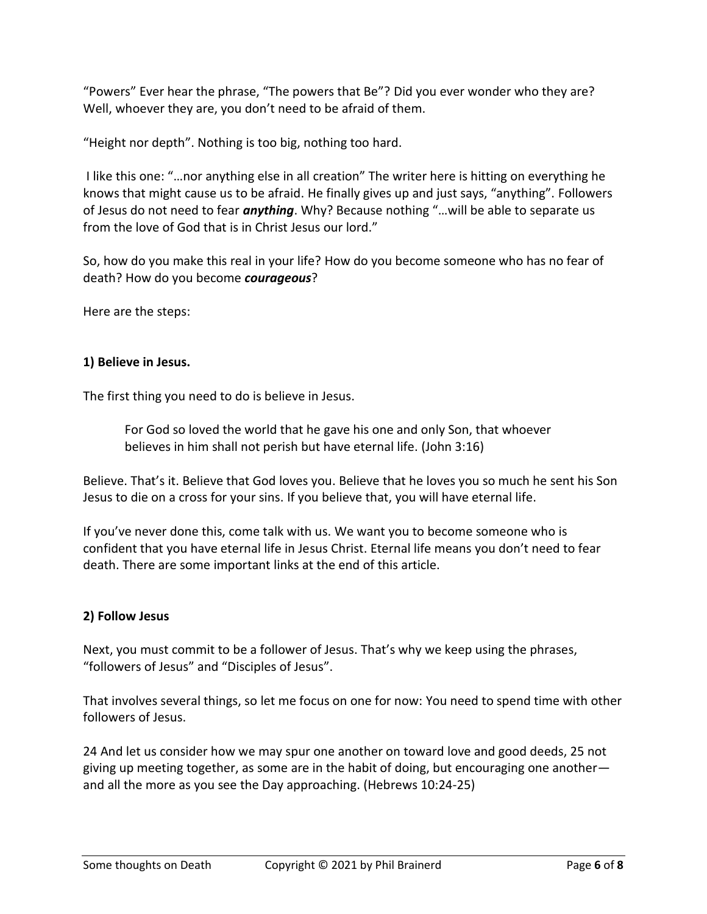"Powers" Ever hear the phrase, "The powers that Be"? Did you ever wonder who they are? Well, whoever they are, you don't need to be afraid of them.

"Height nor depth". Nothing is too big, nothing too hard.

I like this one: "…nor anything else in all creation" The writer here is hitting on everything he knows that might cause us to be afraid. He finally gives up and just says, "anything". Followers of Jesus do not need to fear ***anything***. Why? Because nothing "…will be able to separate us from the love of God that is in Christ Jesus our lord."

So, how do you make this real in your life? How do you become someone who has no fear of death? How do you become ***courageous***?

Here are the steps:

**1) Believe in Jesus.**

The first thing you need to do is believe in Jesus.

> For God so loved the world that he gave his one and only Son, that whoever believes in him shall not perish but have eternal life. (John 3:16)

Believe. That's it. Believe that God loves you. Believe that he loves you so much he sent his Son Jesus to die on a cross for your sins. If you believe that, you will have eternal life.

If you've never done this, come talk with us. We want you to become someone who is confident that you have eternal life in Jesus Christ. Eternal life means you don't need to fear death. There are some important links at the end of this article.

**2) Follow Jesus**

Next, you must commit to be a follower of Jesus. That's why we keep using the phrases, "followers of Jesus" and "Disciples of Jesus".

That involves several things, so let me focus on one for now: You need to spend time with other followers of Jesus.

24 And let us consider how we may spur one another on toward love and good deeds, 25 not giving up meeting together, as some are in the habit of doing, but encouraging one another—and all the more as you see the Day approaching. (Hebrews 10:24-25)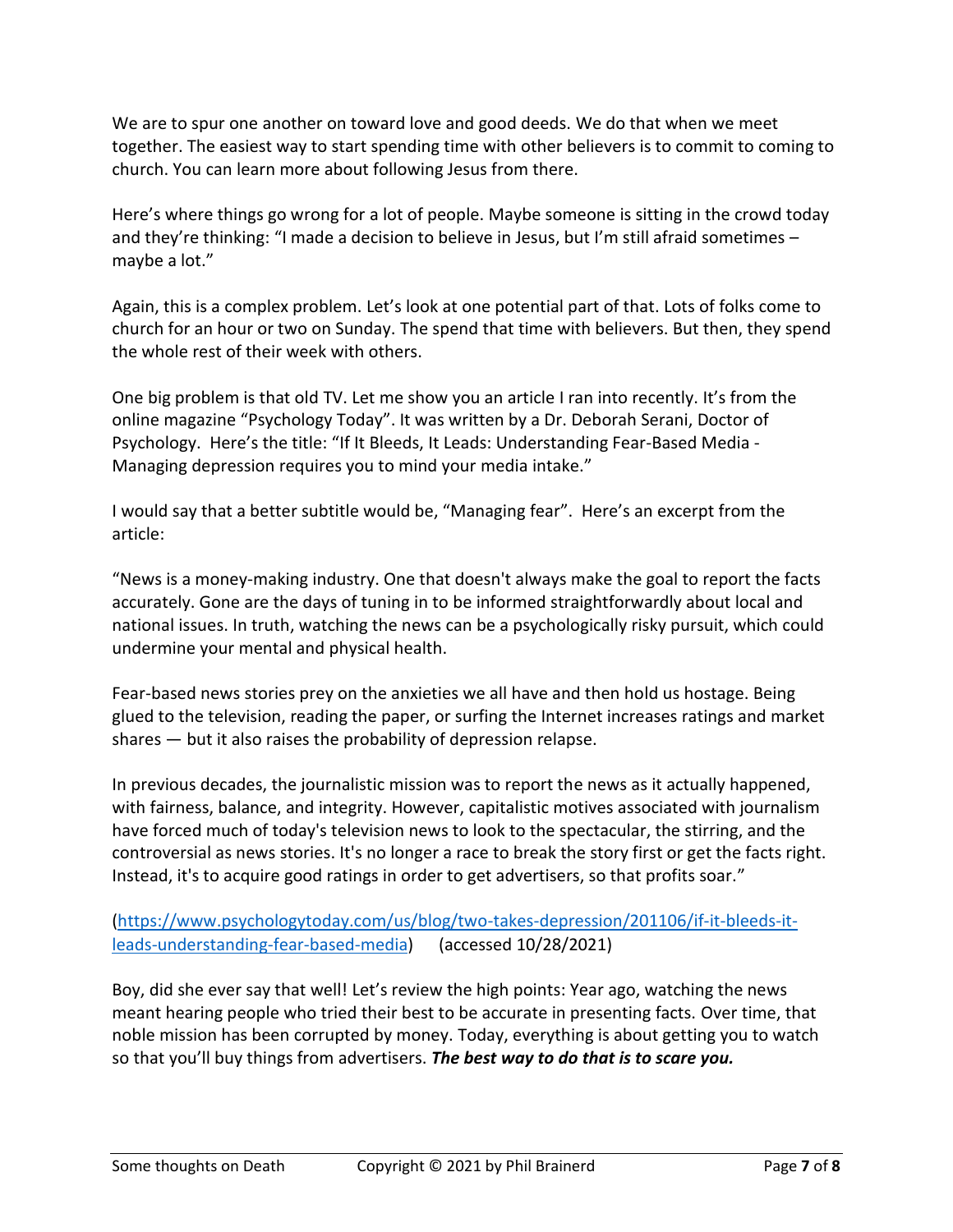We are to spur one another on toward love and good deeds. We do that when we meet together. The easiest way to start spending time with other believers is to commit to coming to church. You can learn more about following Jesus from there.

Here's where things go wrong for a lot of people. Maybe someone is sitting in the crowd today and they're thinking: "I made a decision to believe in Jesus, but I'm still afraid sometimes – maybe a lot."

Again, this is a complex problem. Let's look at one potential part of that. Lots of folks come to church for an hour or two on Sunday. The spend that time with believers. But then, they spend the whole rest of their week with others.

One big problem is that old TV. Let me show you an article I ran into recently. It's from the online magazine "Psychology Today". It was written by a Dr. Deborah Serani, Doctor of Psychology. Here's the title: "If It Bleeds, It Leads: Understanding Fear-Based Media - Managing depression requires you to mind your media intake."

I would say that a better subtitle would be, "Managing fear". Here's an excerpt from the article:

"News is a money-making industry. One that doesn't always make the goal to report the facts accurately. Gone are the days of tuning in to be informed straightforwardly about local and national issues. In truth, watching the news can be a psychologically risky pursuit, which could undermine your mental and physical health.

Fear-based news stories prey on the anxieties we all have and then hold us hostage. Being glued to the television, reading the paper, or surfing the Internet increases ratings and market shares — but it also raises the probability of depression relapse.

In previous decades, the journalistic mission was to report the news as it actually happened, with fairness, balance, and integrity. However, capitalistic motives associated with journalism have forced much of today's television news to look to the spectacular, the stirring, and the controversial as news stories. It's no longer a race to break the story first or get the facts right. Instead, it's to acquire good ratings in order to get advertisers, so that profits soar."

([https://www.psychologytoday.com/us/blog/two-takes-depression/201106/if-it-bleeds-it-leads-understanding-fear-based-media](https://www.psychologytoday.com/us/blog/two-takes-depression/201106/if-it-bleeds-it-leads-understanding-fear-based-media)) (accessed 10/28/2021)

Boy, did she ever say that well! Let's review the high points: Year ago, watching the news meant hearing people who tried their best to be accurate in presenting facts. Over time, that noble mission has been corrupted by money. Today, everything is about getting you to watch so that you'll buy things from advertisers. ***The best way to do that is to scare you.***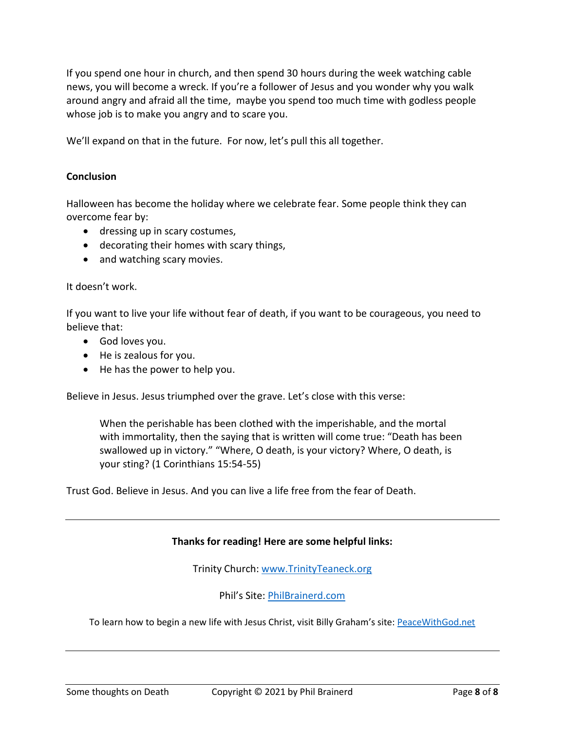If you spend one hour in church, and then spend 30 hours during the week watching cable news, you will become a wreck. If you're a follower of Jesus and you wonder why you walk around angry and afraid all the time, maybe you spend too much time with godless people whose job is to make you angry and to scare you.

We'll expand on that in the future. For now, let's pull this all together.

**Conclusion**

Halloween has become the holiday where we celebrate fear. Some people think they can overcome fear by:

- dressing up in scary costumes,
- decorating their homes with scary things,
- and watching scary movies.

It doesn't work.

If you want to live your life without fear of death, if you want to be courageous, you need to believe that:

- God loves you.
- He is zealous for you.
- He has the power to help you.

Believe in Jesus. Jesus triumphed over the grave. Let's close with this verse:

> When the perishable has been clothed with the imperishable, and the mortal with immortality, then the saying that is written will come true: "Death has been swallowed up in victory." "Where, O death, is your victory? Where, O death, is your sting? (1 Corinthians 15:54-55)

Trust God. Believe in Jesus. And you can live a life free from the fear of Death.

---

**Thanks for reading! Here are some helpful links:**

Trinity Church: [www.TrinityTeaneck.org](http://www.TrinityTeaneck.org)

Phil's Site: [PhilBrainerd.com](http://PhilBrainerd.com)

To learn how to begin a new life with Jesus Christ, visit Billy Graham's site: [PeaceWithGod.net](http://PeaceWithGod.net)

---